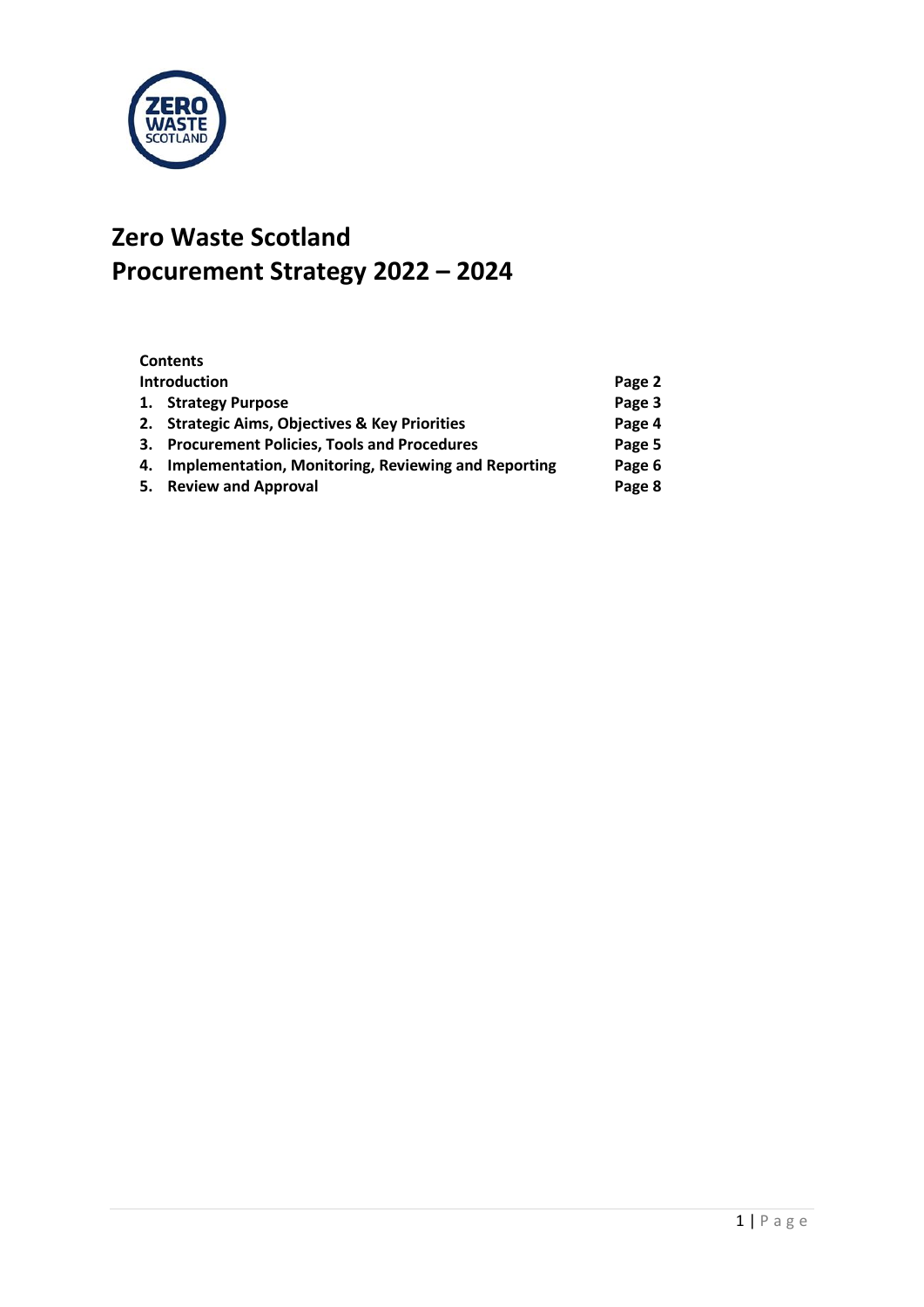# Zero Waste Scotland
# Procurement Strategy 2022 – 2024

**Contents**

| | |
|---|---|
| **Introduction** | **Page 2** |
| **1. Strategy Purpose** | **Page 3** |
| **2. Strategic Aims, Objectives & Key Priorities** | **Page 4** |
| **3. Procurement Policies, Tools and Procedures** | **Page 5** |
| **4. Implementation, Monitoring, Reviewing and Reporting** | **Page 6** |
| **5. Review and Approval** | **Page 8** |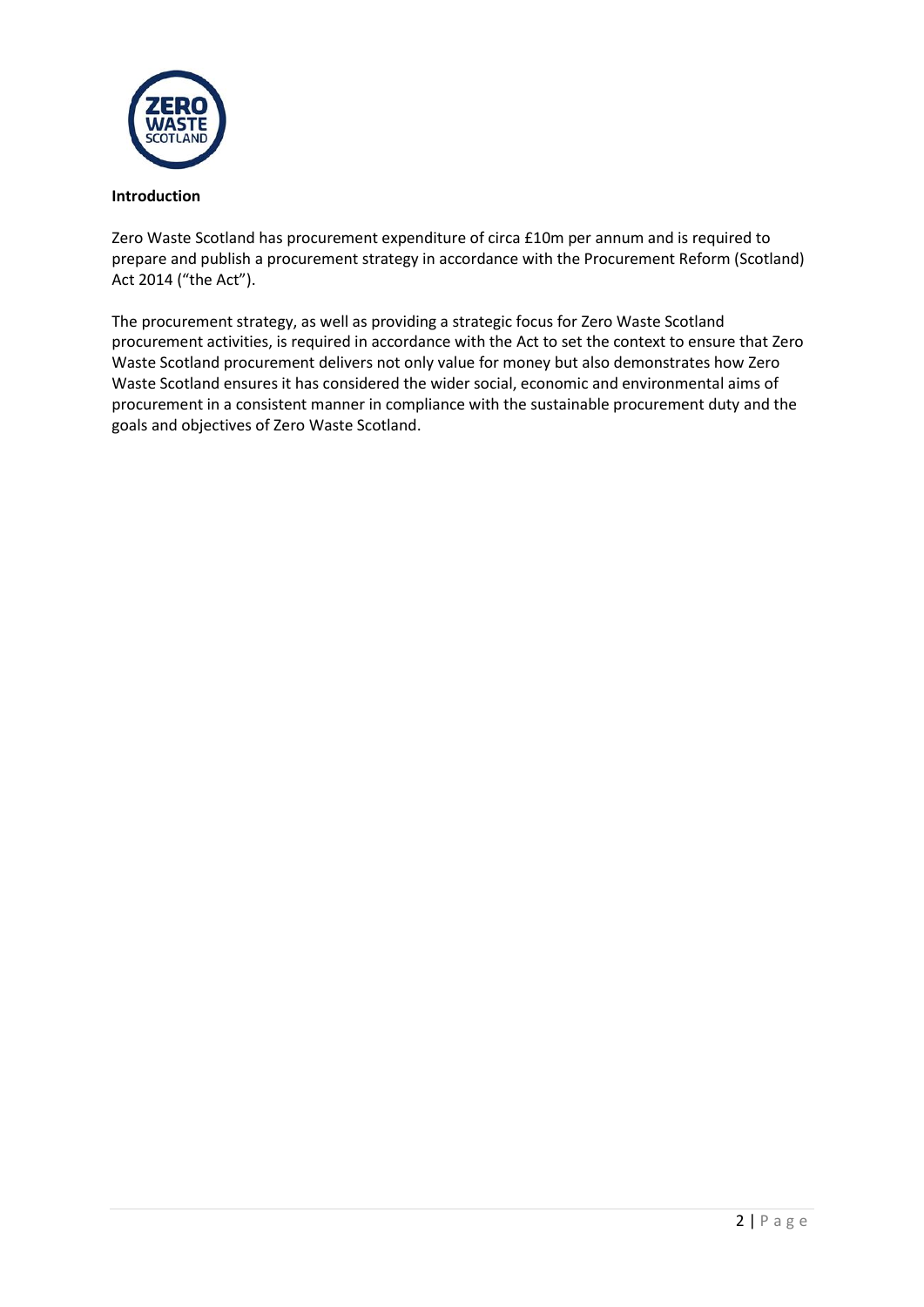**Introduction**

Zero Waste Scotland has procurement expenditure of circa £10m per annum and is required to prepare and publish a procurement strategy in accordance with the Procurement Reform (Scotland) Act 2014 ("the Act").

The procurement strategy, as well as providing a strategic focus for Zero Waste Scotland procurement activities, is required in accordance with the Act to set the context to ensure that Zero Waste Scotland procurement delivers not only value for money but also demonstrates how Zero Waste Scotland ensures it has considered the wider social, economic and environmental aims of procurement in a consistent manner in compliance with the sustainable procurement duty and the goals and objectives of Zero Waste Scotland.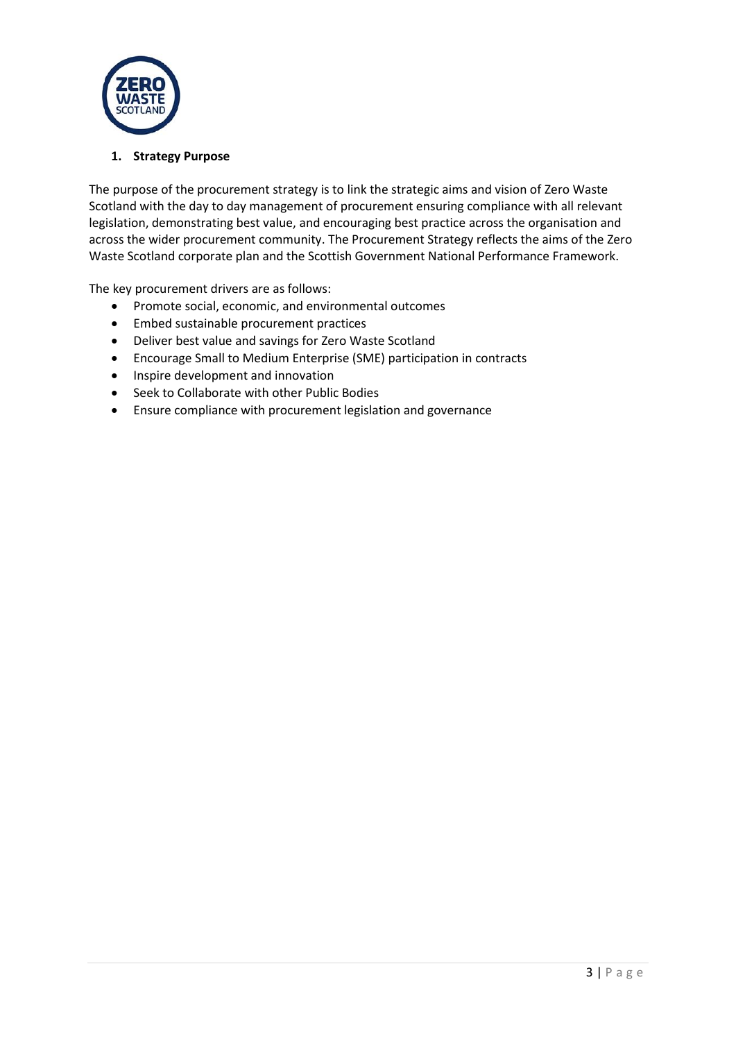## 1. Strategy Purpose

The purpose of the procurement strategy is to link the strategic aims and vision of Zero Waste Scotland with the day to day management of procurement ensuring compliance with all relevant legislation, demonstrating best value, and encouraging best practice across the organisation and across the wider procurement community. The Procurement Strategy reflects the aims of the Zero Waste Scotland corporate plan and the Scottish Government National Performance Framework.

The key procurement drivers are as follows:

- Promote social, economic, and environmental outcomes
- Embed sustainable procurement practices
- Deliver best value and savings for Zero Waste Scotland
- Encourage Small to Medium Enterprise (SME) participation in contracts
- Inspire development and innovation
- Seek to Collaborate with other Public Bodies
- Ensure compliance with procurement legislation and governance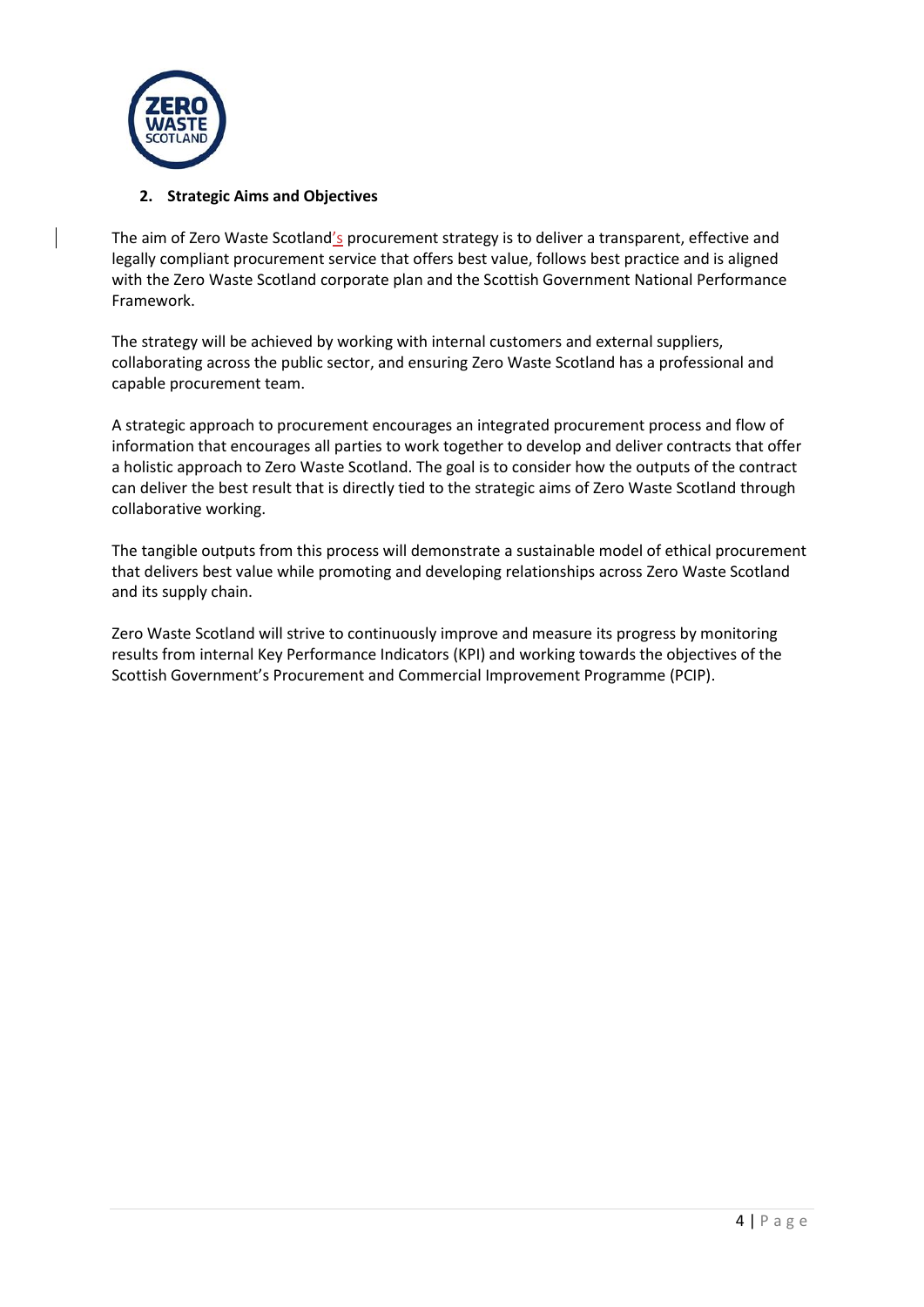## 2. Strategic Aims and Objectives

The aim of Zero Waste Scotland's procurement strategy is to deliver a transparent, effective and legally compliant procurement service that offers best value, follows best practice and is aligned with the Zero Waste Scotland corporate plan and the Scottish Government National Performance Framework.

The strategy will be achieved by working with internal customers and external suppliers, collaborating across the public sector, and ensuring Zero Waste Scotland has a professional and capable procurement team.

A strategic approach to procurement encourages an integrated procurement process and flow of information that encourages all parties to work together to develop and deliver contracts that offer a holistic approach to Zero Waste Scotland. The goal is to consider how the outputs of the contract can deliver the best result that is directly tied to the strategic aims of Zero Waste Scotland through collaborative working.

The tangible outputs from this process will demonstrate a sustainable model of ethical procurement that delivers best value while promoting and developing relationships across Zero Waste Scotland and its supply chain.

Zero Waste Scotland will strive to continuously improve and measure its progress by monitoring results from internal Key Performance Indicators (KPI) and working towards the objectives of the Scottish Government's Procurement and Commercial Improvement Programme (PCIP).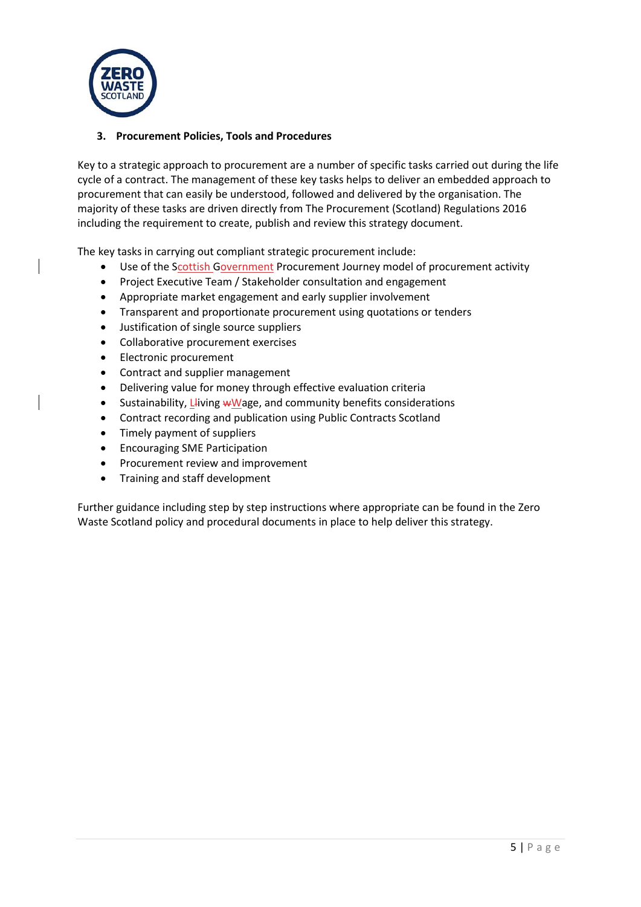### 3. Procurement Policies, Tools and Procedures

Key to a strategic approach to procurement are a number of specific tasks carried out during the life cycle of a contract. The management of these key tasks helps to deliver an embedded approach to procurement that can easily be understood, followed and delivered by the organisation. The majority of these tasks are driven directly from The Procurement (Scotland) Regulations 2016 including the requirement to create, publish and review this strategy document.

The key tasks in carrying out compliant strategic procurement include:

- Use of the Scottish Government Procurement Journey model of procurement activity
- Project Executive Team / Stakeholder consultation and engagement
- Appropriate market engagement and early supplier involvement
- Transparent and proportionate procurement using quotations or tenders
- Justification of single source suppliers
- Collaborative procurement exercises
- Electronic procurement
- Contract and supplier management
- Delivering value for money through effective evaluation criteria
- Sustainability, Living Wage, and community benefits considerations
- Contract recording and publication using Public Contracts Scotland
- Timely payment of suppliers
- Encouraging SME Participation
- Procurement review and improvement
- Training and staff development

Further guidance including step by step instructions where appropriate can be found in the Zero Waste Scotland policy and procedural documents in place to help deliver this strategy.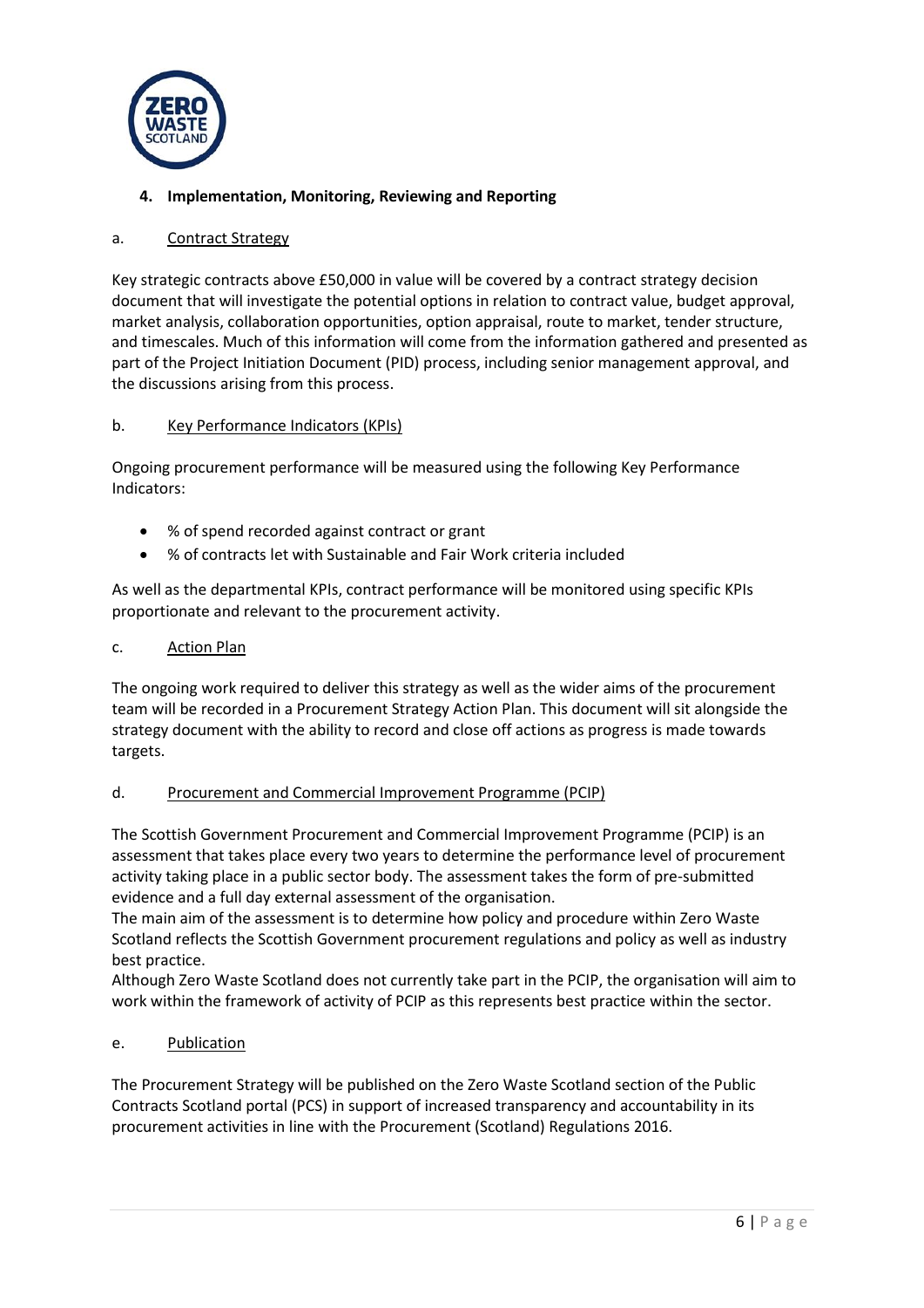## 4. Implementation, Monitoring, Reviewing and Reporting

### a. Contract Strategy

Key strategic contracts above £50,000 in value will be covered by a contract strategy decision document that will investigate the potential options in relation to contract value, budget approval, market analysis, collaboration opportunities, option appraisal, route to market, tender structure, and timescales. Much of this information will come from the information gathered and presented as part of the Project Initiation Document (PID) process, including senior management approval, and the discussions arising from this process.

### b. Key Performance Indicators (KPIs)

Ongoing procurement performance will be measured using the following Key Performance Indicators:

- % of spend recorded against contract or grant
- % of contracts let with Sustainable and Fair Work criteria included

As well as the departmental KPIs, contract performance will be monitored using specific KPIs proportionate and relevant to the procurement activity.

### c. Action Plan

The ongoing work required to deliver this strategy as well as the wider aims of the procurement team will be recorded in a Procurement Strategy Action Plan. This document will sit alongside the strategy document with the ability to record and close off actions as progress is made towards targets.

### d. Procurement and Commercial Improvement Programme (PCIP)

The Scottish Government Procurement and Commercial Improvement Programme (PCIP) is an assessment that takes place every two years to determine the performance level of procurement activity taking place in a public sector body. The assessment takes the form of pre-submitted evidence and a full day external assessment of the organisation.

The main aim of the assessment is to determine how policy and procedure within Zero Waste Scotland reflects the Scottish Government procurement regulations and policy as well as industry best practice.

Although Zero Waste Scotland does not currently take part in the PCIP, the organisation will aim to work within the framework of activity of PCIP as this represents best practice within the sector.

### e. Publication

The Procurement Strategy will be published on the Zero Waste Scotland section of the Public Contracts Scotland portal (PCS) in support of increased transparency and accountability in its procurement activities in line with the Procurement (Scotland) Regulations 2016.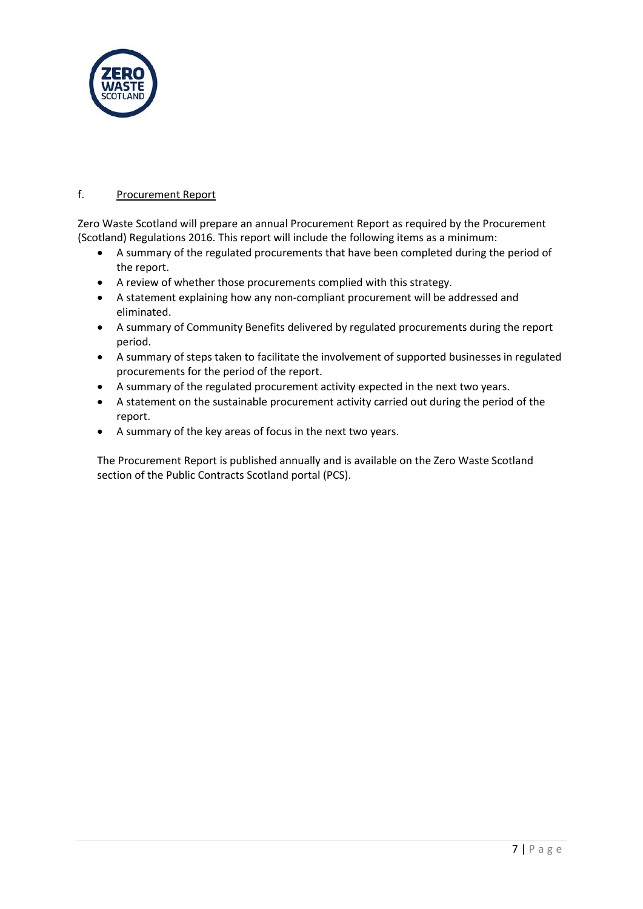### f. Procurement Report

Zero Waste Scotland will prepare an annual Procurement Report as required by the Procurement (Scotland) Regulations 2016. This report will include the following items as a minimum:

- A summary of the regulated procurements that have been completed during the period of the report.
- A review of whether those procurements complied with this strategy.
- A statement explaining how any non-compliant procurement will be addressed and eliminated.
- A summary of Community Benefits delivered by regulated procurements during the report period.
- A summary of steps taken to facilitate the involvement of supported businesses in regulated procurements for the period of the report.
- A summary of the regulated procurement activity expected in the next two years.
- A statement on the sustainable procurement activity carried out during the period of the report.
- A summary of the key areas of focus in the next two years.

The Procurement Report is published annually and is available on the Zero Waste Scotland section of the Public Contracts Scotland portal (PCS).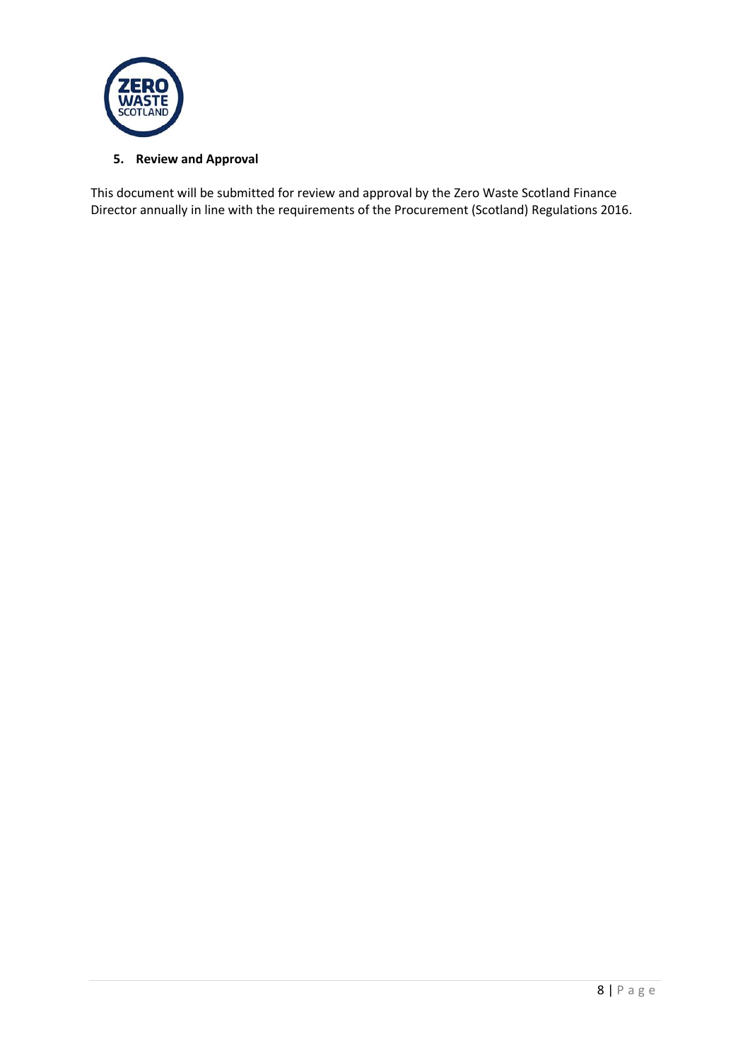## 5. Review and Approval

This document will be submitted for review and approval by the Zero Waste Scotland Finance Director annually in line with the requirements of the Procurement (Scotland) Regulations 2016.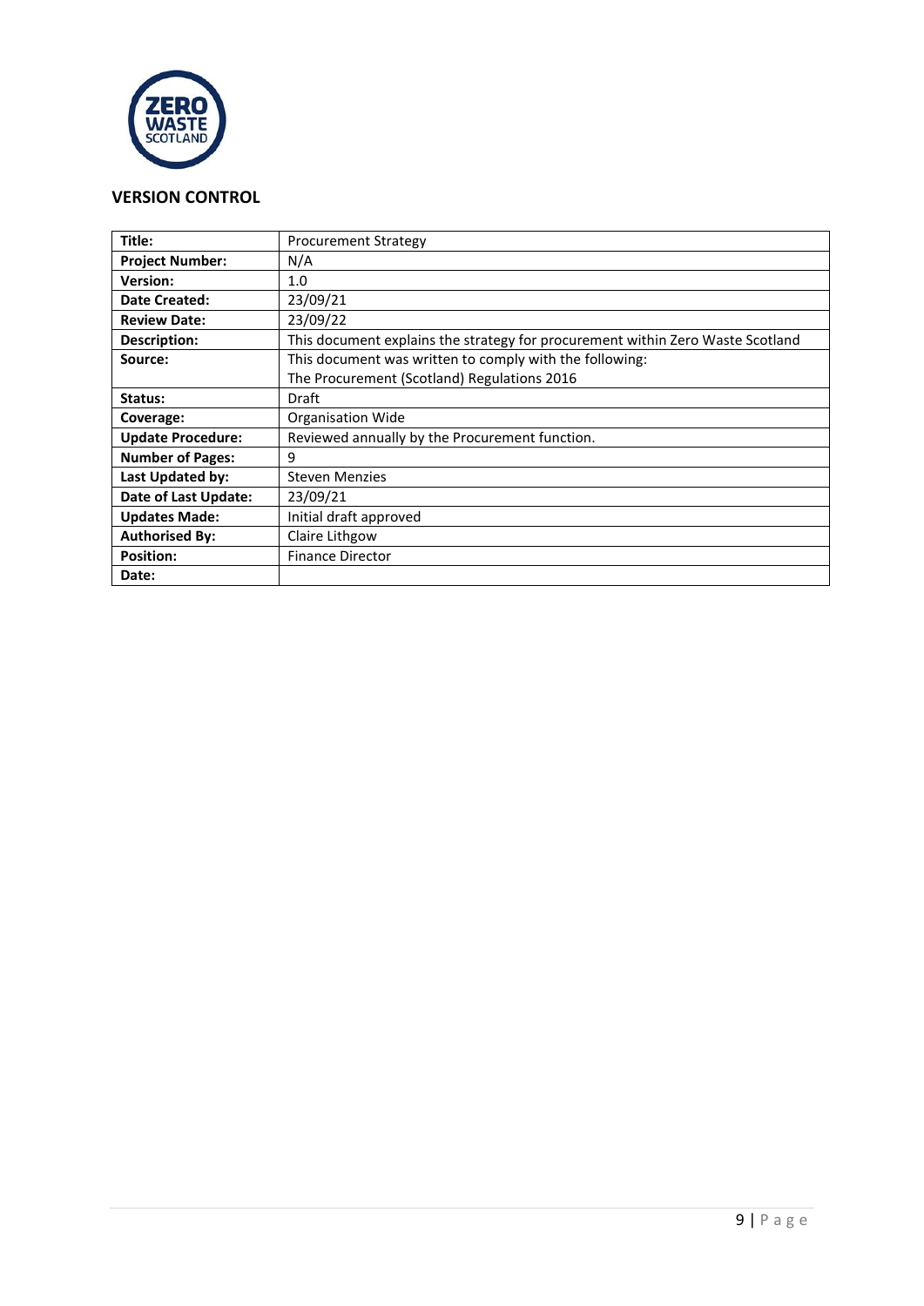## VERSION CONTROL

| | |
|---|---|
| **Title:** | Procurement Strategy |
| **Project Number:** | N/A |
| **Version:** | 1.0 |
| **Date Created:** | 23/09/21 |
| **Review Date:** | 23/09/22 |
| **Description:** | This document explains the strategy for procurement within Zero Waste Scotland |
| **Source:** | This document was written to comply with the following: The Procurement (Scotland) Regulations 2016 |
| **Status:** | Draft |
| **Coverage:** | Organisation Wide |
| **Update Procedure:** | Reviewed annually by the Procurement function. |
| **Number of Pages:** | 9 |
| **Last Updated by:** | Steven Menzies |
| **Date of Last Update:** | 23/09/21 |
| **Updates Made:** | Initial draft approved |
| **Authorised By:** | Claire Lithgow |
| **Position:** | Finance Director |
| **Date:** | |